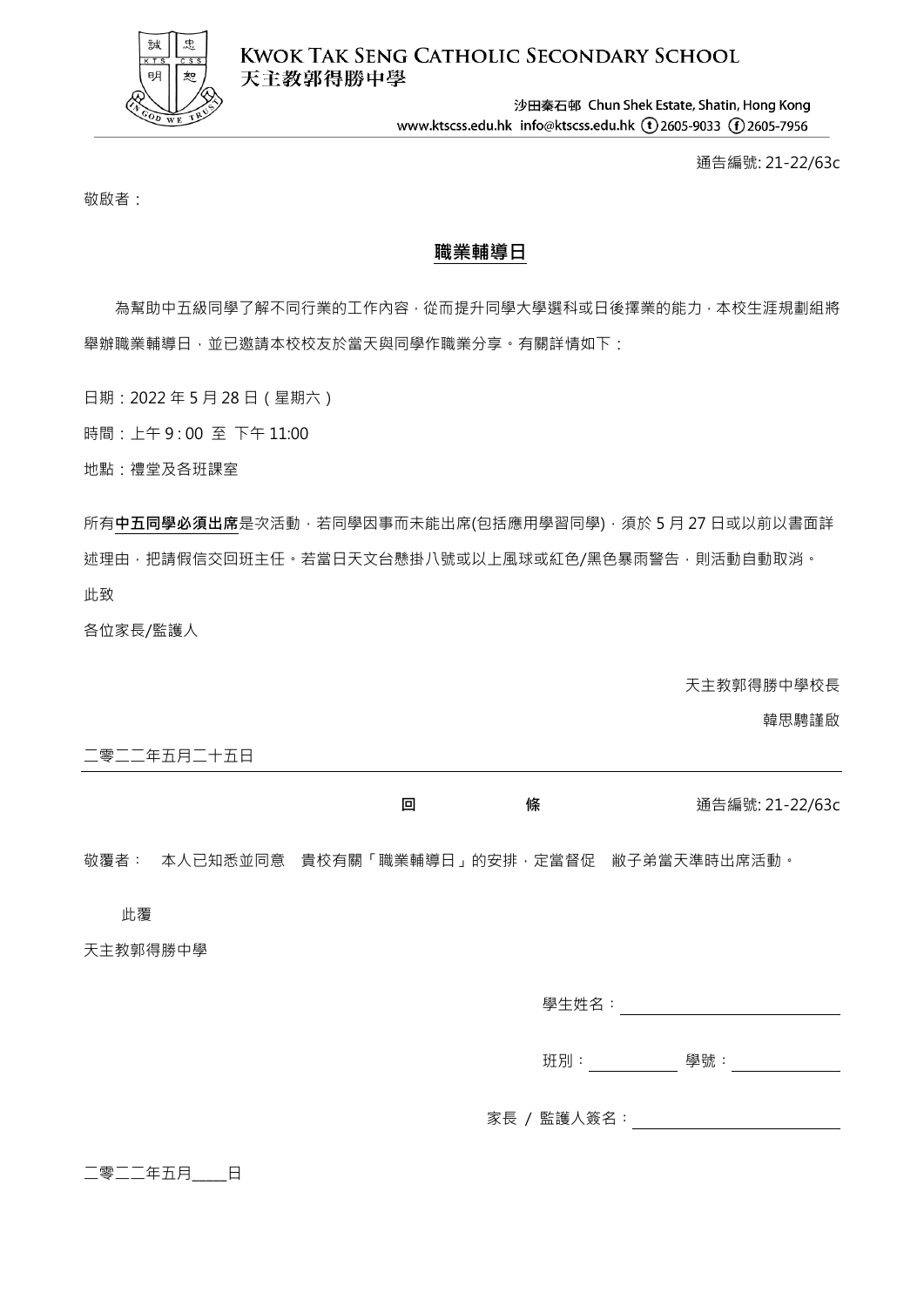**KWOK TAK SENG CATHOLIC SECONDARY SCHOOL**
**天主教郭得勝中學**

沙田秦石邨 Chun Shek Estate, Shatin, Hong Kong
www.ktscss.edu.hk info@ktscss.edu.hk (t) 2605-9033 (f) 2605-7956

通告編號: 21-22/63c

敬啟者：

## 職業輔導日

為幫助中五級同學了解不同行業的工作內容，從而提升同學大學選科或日後擇業的能力，本校生涯規劃組將舉辦職業輔導日，並已邀請本校校友於當天與同學作職業分享。有關詳情如下：

日期：2022 年 5 月 28 日（星期六）

時間：上午 9 : 00 至 下午 11:00

地點：禮堂及各班課室

所有**中五同學必須出席**是次活動，若同學因事而未能出席(包括應用學習同學)，須於 5 月 27 日或以前以書面詳述理由，把請假信交回班主任。若當日天文台懸掛八號或以上風球或紅色/黑色暴雨警告，則活動自動取消。

此致

各位家長/監護人

天主教郭得勝中學校長

韓思騁謹啟

二零二二年五月二十五日

---

**回 條** 通告編號: 21-22/63c

敬覆者： 本人已知悉並同意 貴校有關「職業輔導日」的安排，定當督促 敝子弟當天準時出席活動。

此覆

天主教郭得勝中學

學生姓名：____________________

班別：__________ 學號：__________

家長 / 監護人簽名：____________________

二零二二年五月____日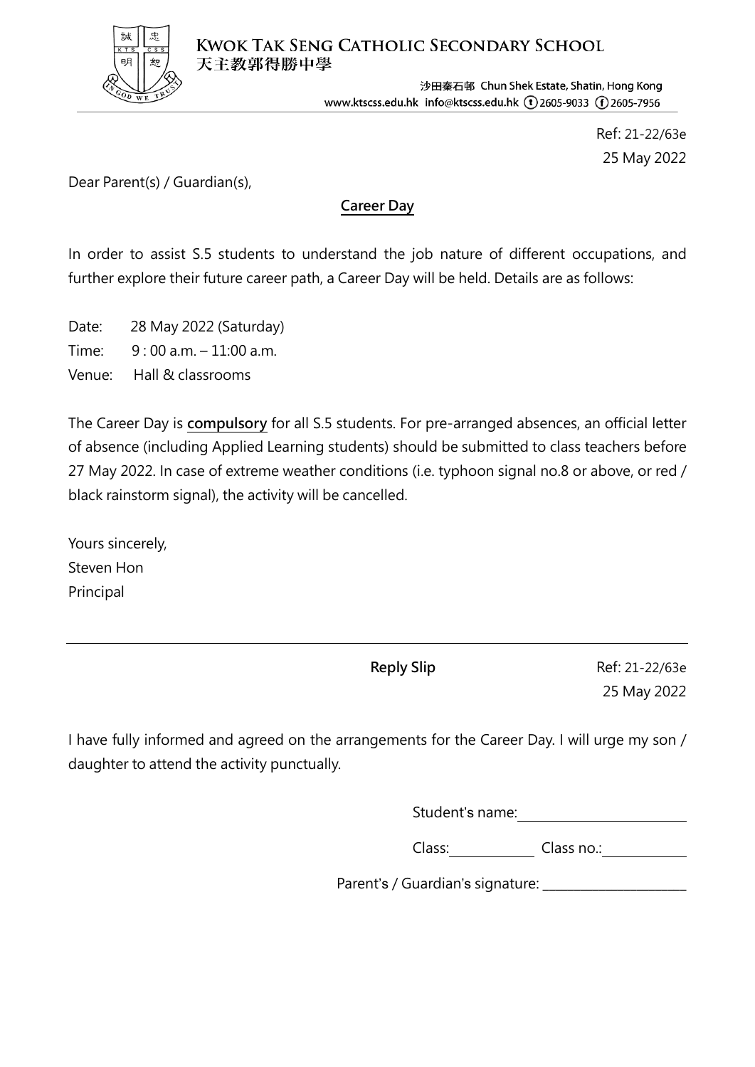**Kwok Tak Seng Catholic Secondary School**
天主教郭得勝中學

沙田秦石邨 Chun Shek Estate, Shatin, Hong Kong
www.ktscss.edu.hk info@ktscss.edu.hk (t) 2605-9033 (f) 2605-7956

Ref: 21-22/63e
25 May 2022

Dear Parent(s) / Guardian(s),

## Career Day

In order to assist S.5 students to understand the job nature of different occupations, and further explore their future career path, a Career Day will be held. Details are as follows:

Date: 28 May 2022 (Saturday)
Time: 9 : 00 a.m. – 11:00 a.m.
Venue: Hall & classrooms

The Career Day is **compulsory** for all S.5 students. For pre-arranged absences, an official letter of absence (including Applied Learning students) should be submitted to class teachers before 27 May 2022. In case of extreme weather conditions (i.e. typhoon signal no.8 or above, or red / black rainstorm signal), the activity will be cancelled.

Yours sincerely,
Steven Hon
Principal

---

**Reply Slip**

Ref: 21-22/63e
25 May 2022

I have fully informed and agreed on the arrangements for the Career Day. I will urge my son / daughter to attend the activity punctually.

Student's name: ____________________

Class: __________ Class no.: __________

Parent's / Guardian's signature: ____________________